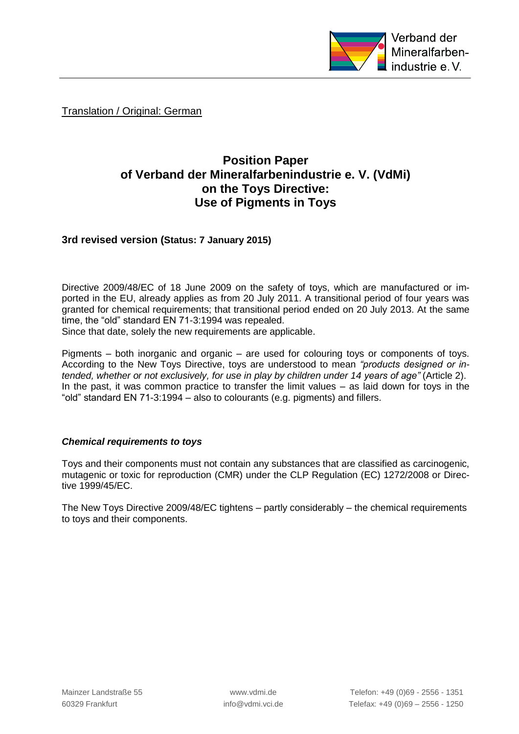Translation / Original: German

# Position Paper of Verband der Mineralfarbenindustrie e. V. (VdMi) on the Toys Directive: Use of Pigments in Toys

## 3rd revised version (Status: 7 January 2015)

Directive 2009/48/EC of 18 June 2009 on the safety of toys, which are manufactured or imported in the EU, already applies as from 20 July 2011. A transitional period of four years was granted for chemical requirements; that transitional period ended on 20 July 2013. At the same time, the "old" standard EN 71-3:1994 was repealed.
Since that date, solely the new requirements are applicable.

Pigments – both inorganic and organic – are used for colouring toys or components of toys. According to the New Toys Directive, toys are understood to mean *"products designed or intended, whether or not exclusively, for use in play by children under 14 years of age"* (Article 2). In the past, it was common practice to transfer the limit values – as laid down for toys in the "old" standard EN 71-3:1994 – also to colourants (e.g. pigments) and fillers.

### *Chemical requirements to toys*

Toys and their components must not contain any substances that are classified as carcinogenic, mutagenic or toxic for reproduction (CMR) under the CLP Regulation (EC) 1272/2008 or Directive 1999/45/EC.

The New Toys Directive 2009/48/EC tightens – partly considerably – the chemical requirements to toys and their components.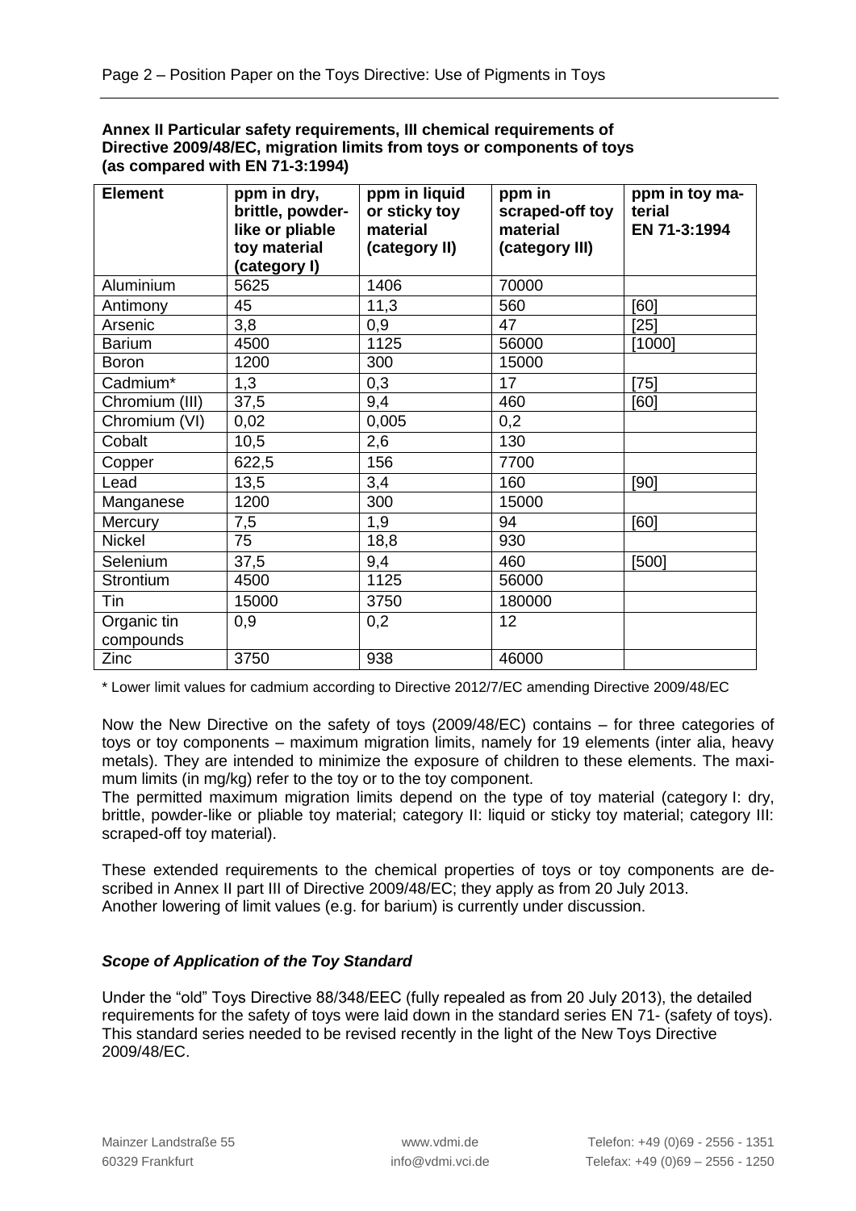**Annex II Particular safety requirements, III chemical requirements of Directive 2009/48/EC, migration limits from toys or components of toys (as compared with EN 71-3:1994)**

| Element | ppm in dry, brittle, powder-like or pliable toy material (category I) | ppm in liquid or sticky toy material (category II) | ppm in scraped-off toy material (category III) | ppm in toy material EN 71-3:1994 |
|---|---|---|---|---|
| Aluminium | 5625 | 1406 | 70000 | |
| Antimony | 45 | 11,3 | 560 | [60] |
| Arsenic | 3,8 | 0,9 | 47 | [25] |
| Barium | 4500 | 1125 | 56000 | [1000] |
| Boron | 1200 | 300 | 15000 | |
| Cadmium* | 1,3 | 0,3 | 17 | [75] |
| Chromium (III) | 37,5 | 9,4 | 460 | [60] |
| Chromium (VI) | 0,02 | 0,005 | 0,2 | |
| Cobalt | 10,5 | 2,6 | 130 | |
| Copper | 622,5 | 156 | 7700 | |
| Lead | 13,5 | 3,4 | 160 | [90] |
| Manganese | 1200 | 300 | 15000 | |
| Mercury | 7,5 | 1,9 | 94 | [60] |
| Nickel | 75 | 18,8 | 930 | |
| Selenium | 37,5 | 9,4 | 460 | [500] |
| Strontium | 4500 | 1125 | 56000 | |
| Tin | 15000 | 3750 | 180000 | |
| Organic tin compounds | 0,9 | 0,2 | 12 | |
| Zinc | 3750 | 938 | 46000 | |

\* Lower limit values for cadmium according to Directive 2012/7/EC amending Directive 2009/48/EC

Now the New Directive on the safety of toys (2009/48/EC) contains – for three categories of toys or toy components – maximum migration limits, namely for 19 elements (inter alia, heavy metals). They are intended to minimize the exposure of children to these elements. The maximum limits (in mg/kg) refer to the toy or to the toy component.
The permitted maximum migration limits depend on the type of toy material (category I: dry, brittle, powder-like or pliable toy material; category II: liquid or sticky toy material; category III: scraped-off toy material).

These extended requirements to the chemical properties of toys or toy components are described in Annex II part III of Directive 2009/48/EC; they apply as from 20 July 2013.
Another lowering of limit values (e.g. for barium) is currently under discussion.

### *Scope of Application of the Toy Standard*

Under the "old" Toys Directive 88/348/EEC (fully repealed as from 20 July 2013), the detailed requirements for the safety of toys were laid down in the standard series EN 71- (safety of toys). This standard series needed to be revised recently in the light of the New Toys Directive 2009/48/EC.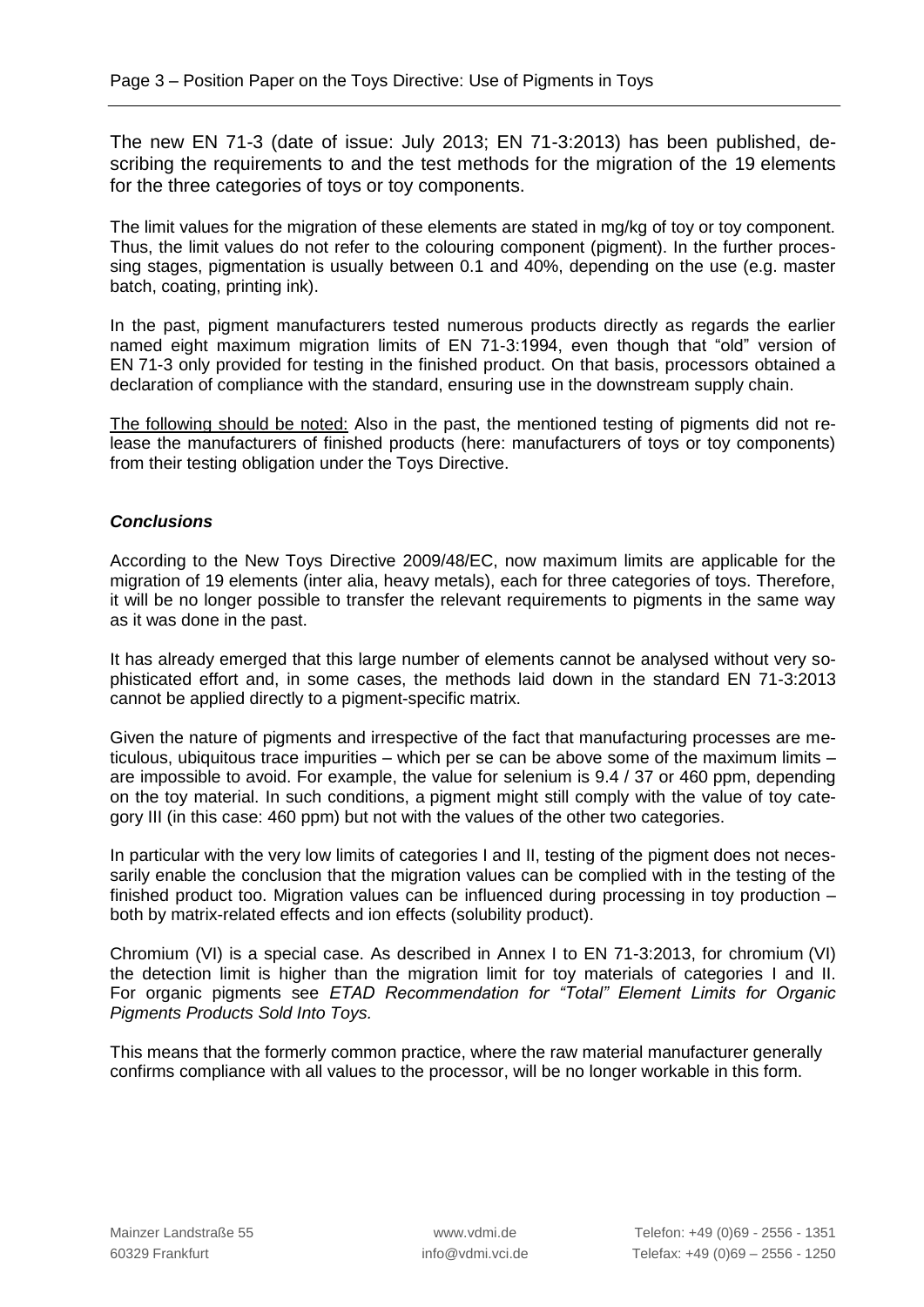The new EN 71-3 (date of issue: July 2013; EN 71-3:2013) has been published, describing the requirements to and the test methods for the migration of the 19 elements for the three categories of toys or toy components.

The limit values for the migration of these elements are stated in mg/kg of toy or toy component. Thus, the limit values do not refer to the colouring component (pigment). In the further processing stages, pigmentation is usually between 0.1 and 40%, depending on the use (e.g. master batch, coating, printing ink).

In the past, pigment manufacturers tested numerous products directly as regards the earlier named eight maximum migration limits of EN 71-3:1994, even though that "old" version of EN 71-3 only provided for testing in the finished product. On that basis, processors obtained a declaration of compliance with the standard, ensuring use in the downstream supply chain.

<u>The following should be noted:</u> Also in the past, the mentioned testing of pigments did not release the manufacturers of finished products (here: manufacturers of toys or toy components) from their testing obligation under the Toys Directive.

### ***Conclusions***

According to the New Toys Directive 2009/48/EC, now maximum limits are applicable for the migration of 19 elements (inter alia, heavy metals), each for three categories of toys. Therefore, it will be no longer possible to transfer the relevant requirements to pigments in the same way as it was done in the past.

It has already emerged that this large number of elements cannot be analysed without very sophisticated effort and, in some cases, the methods laid down in the standard EN 71-3:2013 cannot be applied directly to a pigment-specific matrix.

Given the nature of pigments and irrespective of the fact that manufacturing processes are meticulous, ubiquitous trace impurities – which per se can be above some of the maximum limits – are impossible to avoid. For example, the value for selenium is 9.4 / 37 or 460 ppm, depending on the toy material. In such conditions, a pigment might still comply with the value of toy category III (in this case: 460 ppm) but not with the values of the other two categories.

In particular with the very low limits of categories I and II, testing of the pigment does not necessarily enable the conclusion that the migration values can be complied with in the testing of the finished product too. Migration values can be influenced during processing in toy production – both by matrix-related effects and ion effects (solubility product).

Chromium (VI) is a special case. As described in Annex I to EN 71-3:2013, for chromium (VI) the detection limit is higher than the migration limit for toy materials of categories I and II. For organic pigments see *ETAD Recommendation for "Total" Element Limits for Organic Pigments Products Sold Into Toys.*

This means that the formerly common practice, where the raw material manufacturer generally confirms compliance with all values to the processor, will be no longer workable in this form.